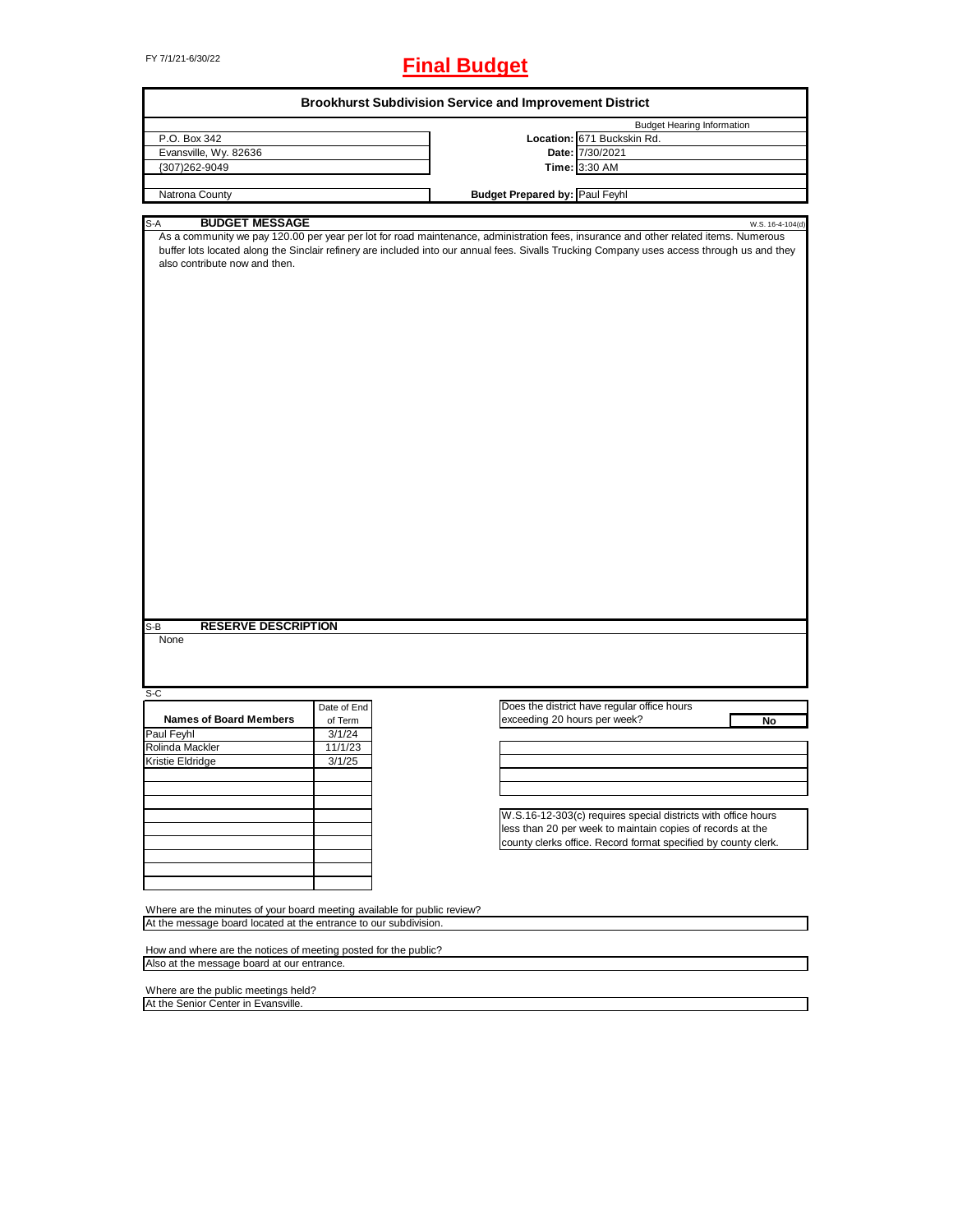FY 7/1/21-6/30/22

# Final Budget

## Brookhurst Subdivision Service and Improvement District

| | | |
|---|---|---|
| P.O. Box 342 | | Budget Hearing Information |
| Evansville, Wy. 82636 | **Location:** | 671 Buckskin Rd. |
| (307)262-9049 | **Date:** | 7/30/2021 |
| | **Time:** | 3:30 AM |
| Natrona County | **Budget Prepared by:** | Paul Feyhl |

S-A **BUDGET MESSAGE** W.S. 16-4-104(d)

As a community we pay 120.00 per year per lot for road maintenance, administration fees, insurance and other related items. Numerous buffer lots located along the Sinclair refinery are included into our annual fees. Sivalls Trucking Company uses access through us and they also contribute now and then.

S-B **RESERVE DESCRIPTION**

None

S-C

| Names of Board Members | Date of End of Term |
|---|---|
| Paul Feyhl | 3/1/24 |
| Rolinda Mackler | 11/1/23 |
| Kristie Eldridge | 3/1/25 |

Does the district have regular office hours exceeding 20 hours per week? **No**

W.S.16-12-303(c) requires special districts with office hours less than 20 per week to maintain copies of records at the county clerks office. Record format specified by county clerk.

Where are the minutes of your board meeting available for public review?
At the message board located at the entrance to our subdivision.

How and where are the notices of meeting posted for the public?
Also at the message board at our entrance.

Where are the public meetings held?
At the Senior Center in Evansville.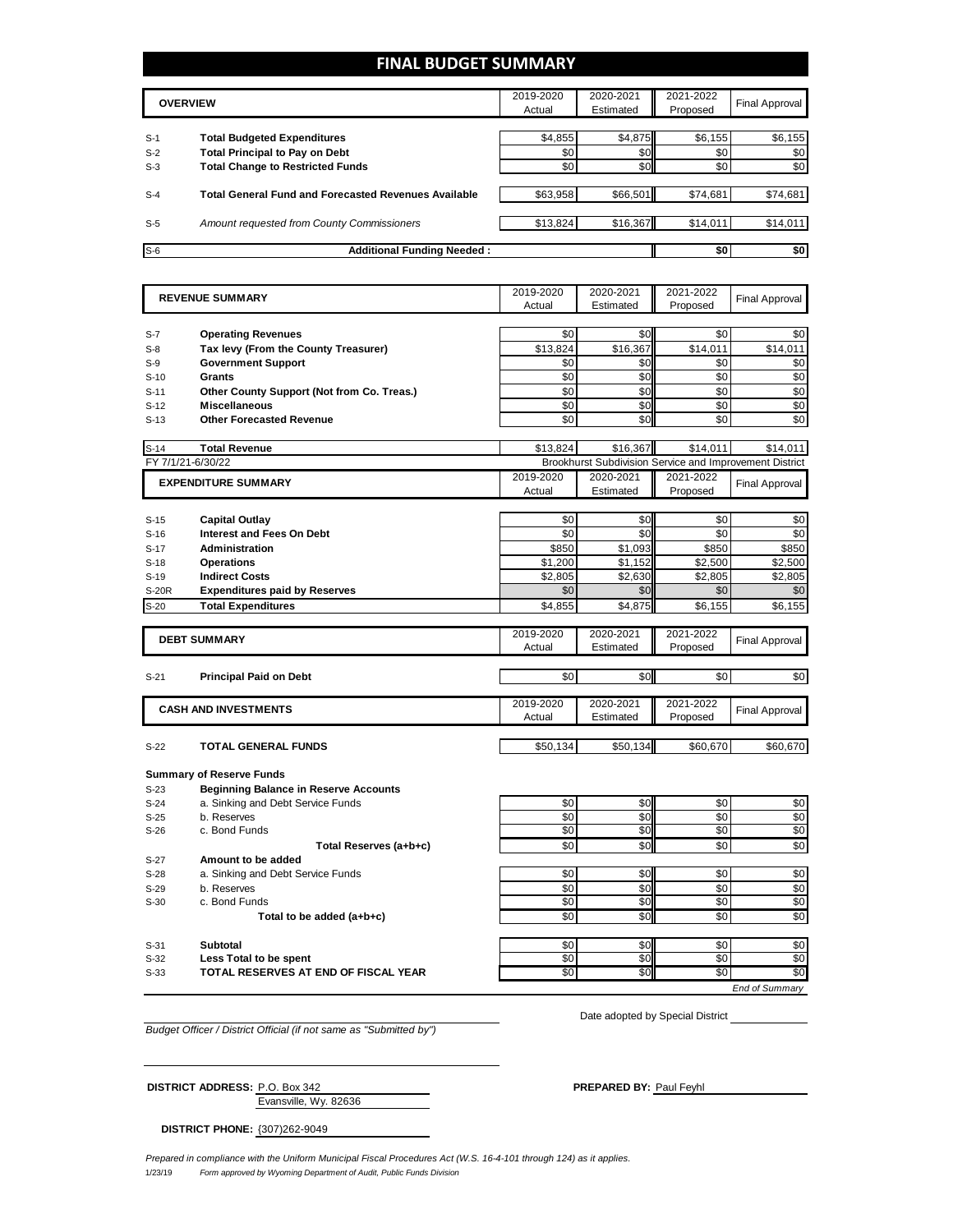# FINAL BUDGET SUMMARY

| | OVERVIEW | 2019-2020 Actual | 2020-2021 Estimated | 2021-2022 Proposed | Final Approval |
|---|---|---|---|---|---|
| S-1 | **Total Budgeted Expenditures** | $4,855 | $4,875 | $6,155 | $6,155 |
| S-2 | **Total Principal to Pay on Debt** | $0 | $0 | $0 | $0 |
| S-3 | **Total Change to Restricted Funds** | $0 | $0 | $0 | $0 |
| S-4 | **Total General Fund and Forecasted Revenues Available** | $63,958 | $66,501 | $74,681 | $74,681 |
| S-5 | *Amount requested from County Commissioners* | $13,824 | $16,367 | $14,011 | $14,011 |
| S-6 | **Additional Funding Needed :** | | | $0 | $0 |

| | REVENUE SUMMARY | 2019-2020 Actual | 2020-2021 Estimated | 2021-2022 Proposed | Final Approval |
|---|---|---|---|---|---|
| S-7 | **Operating Revenues** | $0 | $0 | $0 | $0 |
| S-8 | **Tax levy (From the County Treasurer)** | $13,824 | $16,367 | $14,011 | $14,011 |
| S-9 | **Government Support** | $0 | $0 | $0 | $0 |
| S-10 | **Grants** | $0 | $0 | $0 | $0 |
| S-11 | **Other County Support (Not from Co. Treas.)** | $0 | $0 | $0 | $0 |
| S-12 | **Miscellaneous** | $0 | $0 | $0 | $0 |
| S-13 | **Other Forecasted Revenue** | $0 | $0 | $0 | $0 |
| S-14 | **Total Revenue** | $13,824 | $16,367 | $14,011 | $14,011 |

FY 7/1/21-6/30/22 — Brookhurst Subdivision Service and Improvement District

| | EXPENDITURE SUMMARY | 2019-2020 Actual | 2020-2021 Estimated | 2021-2022 Proposed | Final Approval |
|---|---|---|---|---|---|
| S-15 | **Capital Outlay** | $0 | $0 | $0 | $0 |
| S-16 | **Interest and Fees On Debt** | $0 | $0 | $0 | $0 |
| S-17 | **Administration** | $850 | $1,093 | $850 | $850 |
| S-18 | **Operations** | $1,200 | $1,152 | $2,500 | $2,500 |
| S-19 | **Indirect Costs** | $2,805 | $2,630 | $2,805 | $2,805 |
| S-20R | **Expenditures paid by Reserves** | $0 | $0 | $0 | $0 |
| S-20 | **Total Expenditures** | $4,855 | $4,875 | $6,155 | $6,155 |

| | DEBT SUMMARY | 2019-2020 Actual | 2020-2021 Estimated | 2021-2022 Proposed | Final Approval |
|---|---|---|---|---|---|
| S-21 | **Principal Paid on Debt** | $0 | $0 | $0 | $0 |

| | CASH AND INVESTMENTS | 2019-2020 Actual | 2020-2021 Estimated | 2021-2022 Proposed | Final Approval |
|---|---|---|---|---|---|
| S-22 | **TOTAL GENERAL FUNDS** | $50,134 | $50,134 | $60,670 | $60,670 |

**Summary of Reserve Funds**

| | | 2019-2020 Actual | 2020-2021 Estimated | 2021-2022 Proposed | Final Approval |
|---|---|---|---|---|---|
| S-23 | **Beginning Balance in Reserve Accounts** | | | | |
| S-24 | a. Sinking and Debt Service Funds | $0 | $0 | $0 | $0 |
| S-25 | b. Reserves | $0 | $0 | $0 | $0 |
| S-26 | c. Bond Funds | $0 | $0 | $0 | $0 |
| | **Total Reserves (a+b+c)** | $0 | $0 | $0 | $0 |
| S-27 | **Amount to be added** | | | | |
| S-28 | a. Sinking and Debt Service Funds | $0 | $0 | $0 | $0 |
| S-29 | b. Reserves | $0 | $0 | $0 | $0 |
| S-30 | c. Bond Funds | $0 | $0 | $0 | $0 |
| | **Total to be added (a+b+c)** | $0 | $0 | $0 | $0 |
| S-31 | **Subtotal** | $0 | $0 | $0 | $0 |
| S-32 | **Less Total to be spent** | $0 | $0 | $0 | $0 |
| S-33 | **TOTAL RESERVES AT END OF FISCAL YEAR** | $0 | $0 | $0 | $0 |

*End of Summary*

*Budget Officer / District Official (if not same as "Submitted by")*

Date adopted by Special District ____________

**DISTRICT ADDRESS:** P.O. Box 342
Evansville, Wy. 82636

**PREPARED BY:** Paul Feyhl

**DISTRICT PHONE:** (307)262-9049

*Prepared in compliance with the Uniform Municipal Fiscal Procedures Act (W.S. 16-4-101 through 124) as it applies.*

1/23/19 *Form approved by Wyoming Department of Audit, Public Funds Division*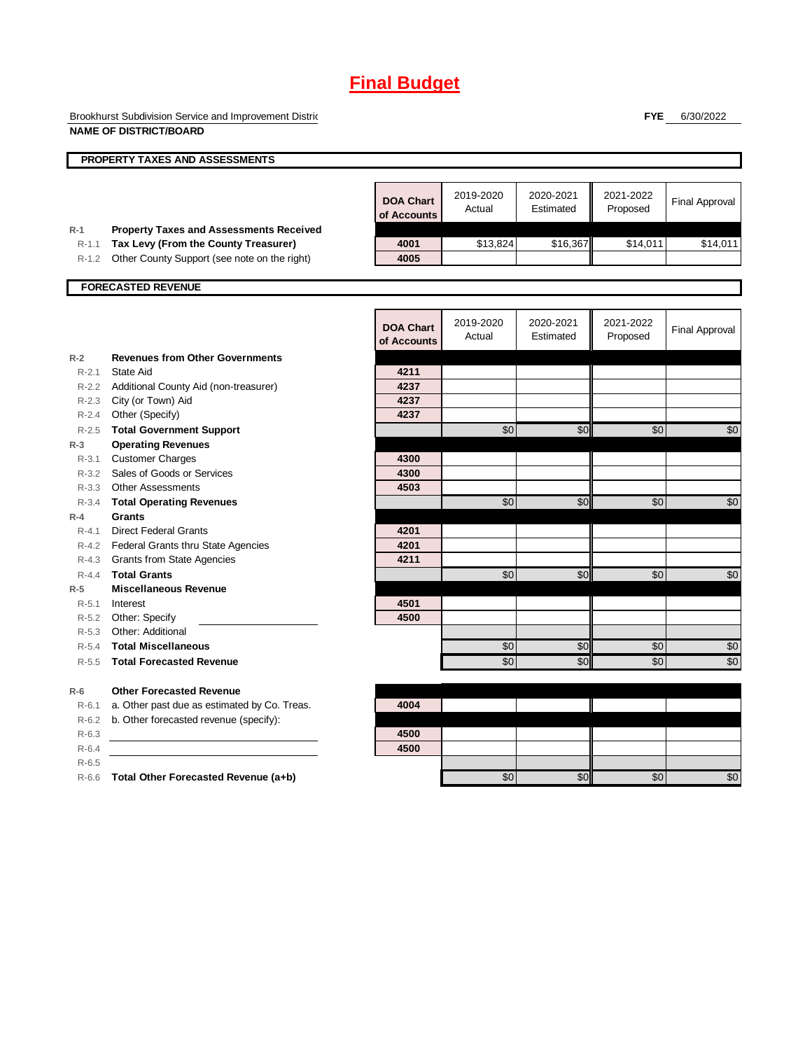# Final Budget

Brookhurst Subdivision Service and Improvement Distric

**NAME OF DISTRICT/BOARD**

**FYE** 6/30/2022

## PROPERTY TAXES AND ASSESSMENTS

| | | DOA Chart of Accounts | 2019-2020 Actual | 2020-2021 Estimated | 2021-2022 Proposed | Final Approval |
|---|---|---|---|---|---|---|
| R-1 | **Property Taxes and Assessments Received** | | | | | |
| R-1.1 | **Tax Levy (From the County Treasurer)** | 4001 | $13,824 | $16,367 | $14,011 | $14,011 |
| R-1.2 | Other County Support (see note on the right) | 4005 | | | | |

## FORECASTED REVENUE

| | | DOA Chart of Accounts | 2019-2020 Actual | 2020-2021 Estimated | 2021-2022 Proposed | Final Approval |
|---|---|---|---|---|---|---|
| R-2 | **Revenues from Other Governments** | | | | | |
| R-2.1 | State Aid | 4211 | | | | |
| R-2.2 | Additional County Aid (non-treasurer) | 4237 | | | | |
| R-2.3 | City (or Town) Aid | 4237 | | | | |
| R-2.4 | Other (Specify) | 4237 | | | | |
| R-2.5 | **Total Government Support** | | $0 | $0 | $0 | $0 |
| R-3 | **Operating Revenues** | | | | | |
| R-3.1 | Customer Charges | 4300 | | | | |
| R-3.2 | Sales of Goods or Services | 4300 | | | | |
| R-3.3 | Other Assessments | 4503 | | | | |
| R-3.4 | **Total Operating Revenues** | | $0 | $0 | $0 | $0 |
| R-4 | **Grants** | | | | | |
| R-4.1 | Direct Federal Grants | 4201 | | | | |
| R-4.2 | Federal Grants thru State Agencies | 4201 | | | | |
| R-4.3 | Grants from State Agencies | 4211 | | | | |
| R-4.4 | **Total Grants** | | $0 | $0 | $0 | $0 |
| R-5 | **Miscellaneous Revenue** | | | | | |
| R-5.1 | Interest | 4501 | | | | |
| R-5.2 | Other: Specify | 4500 | | | | |
| R-5.3 | Other: Additional | | | | | |
| R-5.4 | **Total Miscellaneous** | | $0 | $0 | $0 | $0 |
| R-5.5 | **Total Forecasted Revenue** | | $0 | $0 | $0 | $0 |
| R-6 | **Other Forecasted Revenue** | | | | | |
| R-6.1 | a. Other past due as estimated by Co. Treas. | 4004 | | | | |
| R-6.2 | b. Other forecasted revenue (specify): | | | | | |
| R-6.3 | | 4500 | | | | |
| R-6.4 | | 4500 | | | | |
| R-6.5 | | | | | | |
| R-6.6 | **Total Other Forecasted Revenue (a+b)** | | $0 | $0 | $0 | $0 |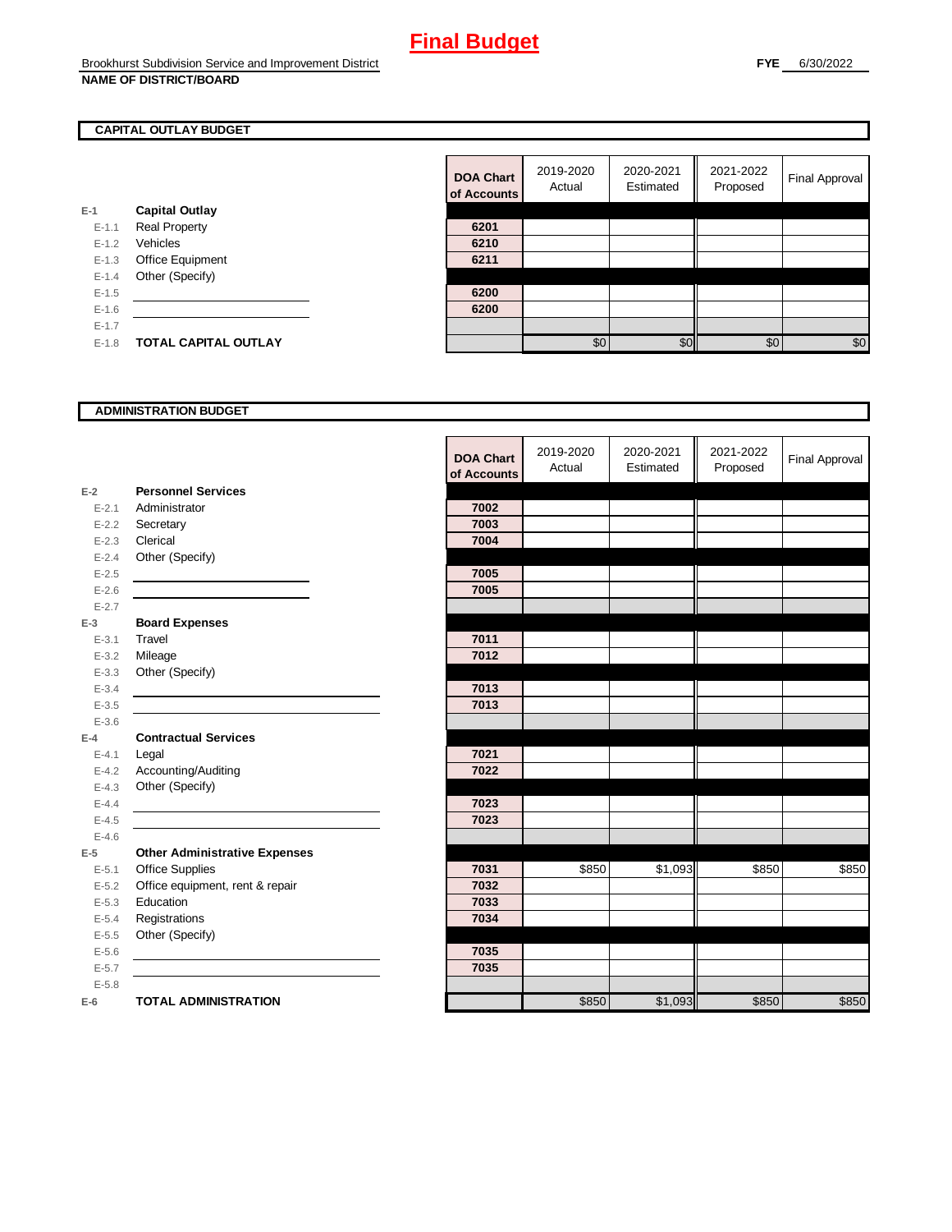# Final Budget

Brookhurst Subdivision Service and Improvement District
**NAME OF DISTRICT/BOARD**

**FYE** 6/30/2022

## CAPITAL OUTLAY BUDGET

| | | DOA Chart of Accounts | 2019-2020 Actual | 2020-2021 Estimated | 2021-2022 Proposed | Final Approval |
|---|---|---|---|---|---|---|
| E-1 | **Capital Outlay** | | | | | |
| E-1.1 | Real Property | 6201 | | | | |
| E-1.2 | Vehicles | 6210 | | | | |
| E-1.3 | Office Equipment | 6211 | | | | |
| E-1.4 | Other (Specify) | | | | | |
| E-1.5 | | 6200 | | | | |
| E-1.6 | | 6200 | | | | |
| E-1.7 | | | | | | |
| E-1.8 | **TOTAL CAPITAL OUTLAY** | | $0 | $0 | $0 | $0 |

## ADMINISTRATION BUDGET

| | | DOA Chart of Accounts | 2019-2020 Actual | 2020-2021 Estimated | 2021-2022 Proposed | Final Approval |
|---|---|---|---|---|---|---|
| E-2 | **Personnel Services** | | | | | |
| E-2.1 | Administrator | 7002 | | | | |
| E-2.2 | Secretary | 7003 | | | | |
| E-2.3 | Clerical | 7004 | | | | |
| E-2.4 | Other (Specify) | | | | | |
| E-2.5 | | 7005 | | | | |
| E-2.6 | | 7005 | | | | |
| E-2.7 | | | | | | |
| E-3 | **Board Expenses** | | | | | |
| E-3.1 | Travel | 7011 | | | | |
| E-3.2 | Mileage | 7012 | | | | |
| E-3.3 | Other (Specify) | | | | | |
| E-3.4 | | 7013 | | | | |
| E-3.5 | | 7013 | | | | |
| E-3.6 | | | | | | |
| E-4 | **Contractual Services** | | | | | |
| E-4.1 | Legal | 7021 | | | | |
| E-4.2 | Accounting/Auditing | 7022 | | | | |
| E-4.3 | Other (Specify) | | | | | |
| E-4.4 | | 7023 | | | | |
| E-4.5 | | 7023 | | | | |
| E-4.6 | | | | | | |
| E-5 | **Other Administrative Expenses** | | | | | |
| E-5.1 | Office Supplies | 7031 | $850 | $1,093 | $850 | $850 |
| E-5.2 | Office equipment, rent & repair | 7032 | | | | |
| E-5.3 | Education | 7033 | | | | |
| E-5.4 | Registrations | 7034 | | | | |
| E-5.5 | Other (Specify) | | | | | |
| E-5.6 | | 7035 | | | | |
| E-5.7 | | 7035 | | | | |
| E-5.8 | | | | | | |
| E-6 | **TOTAL ADMINISTRATION** | | $850 | $1,093 | $850 | $850 |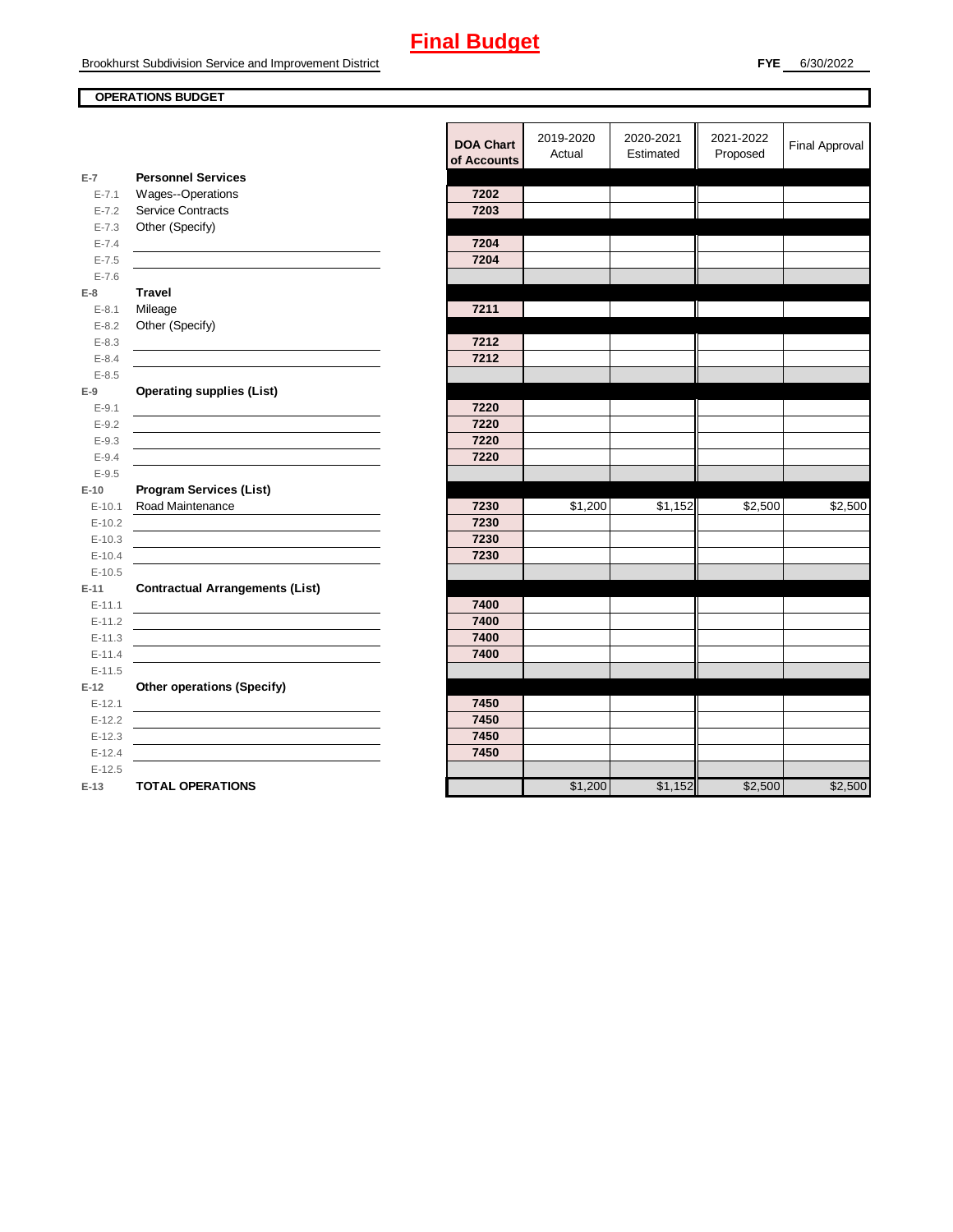# Final Budget

Brookhurst Subdivision Service and Improvement District

**FYE** 6/30/2022

**OPERATIONS BUDGET**

| | | DOA Chart of Accounts | 2019-2020 Actual | 2020-2021 Estimated | 2021-2022 Proposed | Final Approval |
|---|---|---|---|---|---|---|
| **E-7** | **Personnel Services** | | | | | |
| E-7.1 | Wages--Operations | 7202 | | | | |
| E-7.2 | Service Contracts | 7203 | | | | |
| E-7.3 | Other (Specify) | | | | | |
| E-7.4 | | 7204 | | | | |
| E-7.5 | | 7204 | | | | |
| E-7.6 | | | | | | |
| **E-8** | **Travel** | | | | | |
| E-8.1 | Mileage | 7211 | | | | |
| E-8.2 | Other (Specify) | | | | | |
| E-8.3 | | 7212 | | | | |
| E-8.4 | | 7212 | | | | |
| E-8.5 | | | | | | |
| **E-9** | **Operating supplies (List)** | | | | | |
| E-9.1 | | 7220 | | | | |
| E-9.2 | | 7220 | | | | |
| E-9.3 | | 7220 | | | | |
| E-9.4 | | 7220 | | | | |
| E-9.5 | | | | | | |
| **E-10** | **Program Services (List)** | | | | | |
| E-10.1 | Road Maintenance | 7230 | $1,200 | $1,152 | $2,500 | $2,500 |
| E-10.2 | | 7230 | | | | |
| E-10.3 | | 7230 | | | | |
| E-10.4 | | 7230 | | | | |
| E-10.5 | | | | | | |
| **E-11** | **Contractual Arrangements (List)** | | | | | |
| E-11.1 | | 7400 | | | | |
| E-11.2 | | 7400 | | | | |
| E-11.3 | | 7400 | | | | |
| E-11.4 | | 7400 | | | | |
| E-11.5 | | | | | | |
| **E-12** | **Other operations (Specify)** | | | | | |
| E-12.1 | | 7450 | | | | |
| E-12.2 | | 7450 | | | | |
| E-12.3 | | 7450 | | | | |
| E-12.4 | | 7450 | | | | |
| E-12.5 | | | | | | |
| **E-13** | **TOTAL OPERATIONS** | | $1,200 | $1,152 | $2,500 | $2,500 |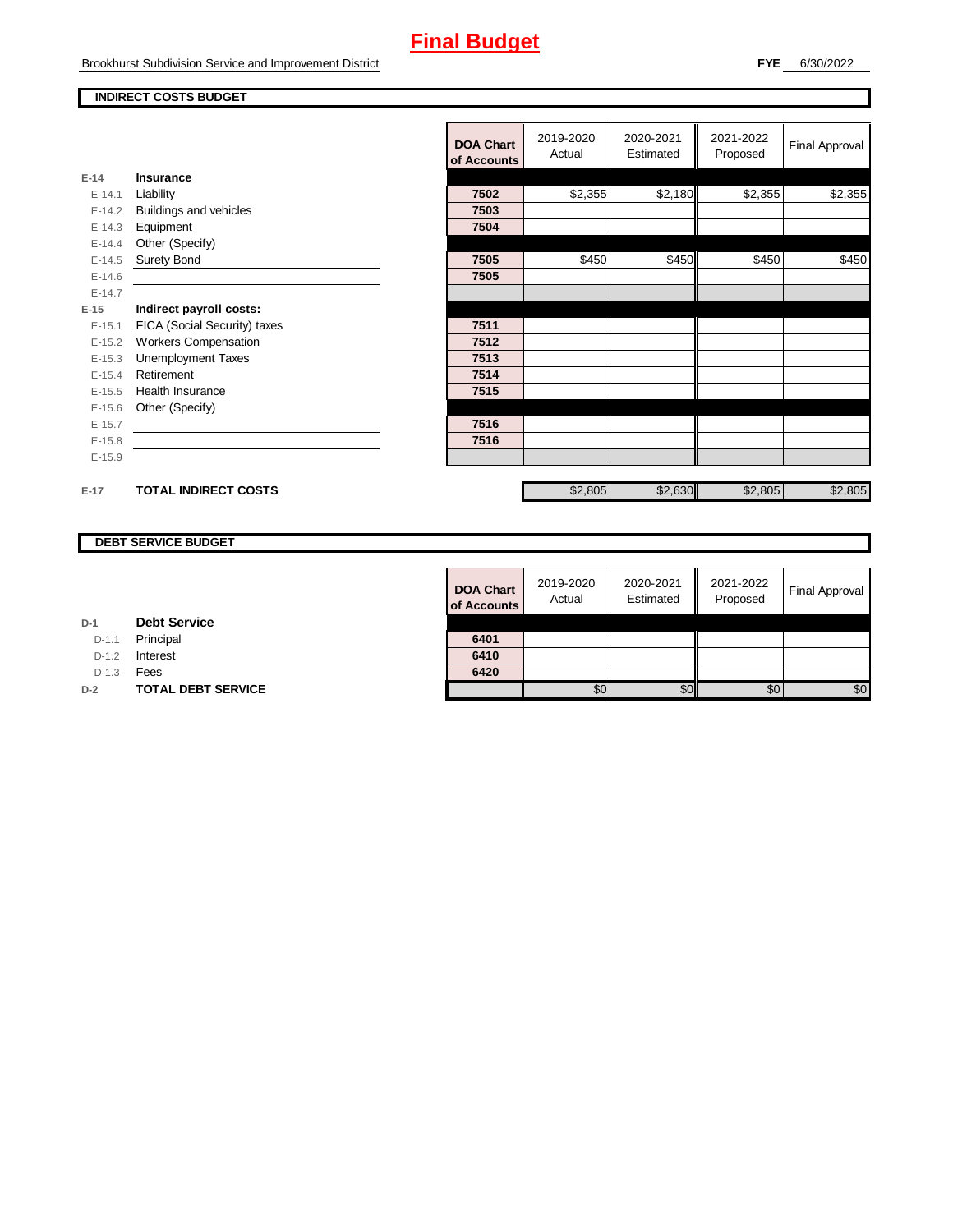# Final Budget

Brookhurst Subdivision Service and Improvement District

**FYE** 6/30/2022

**INDIRECT COSTS BUDGET**

| | | DOA Chart of Accounts | 2019-2020 Actual | 2020-2021 Estimated | 2021-2022 Proposed | Final Approval |
|---|---|---|---|---|---|---|
| **E-14** | **Insurance** | | | | | |
| E-14.1 | Liability | 7502 | $2,355 | $2,180 | $2,355 | $2,355 |
| E-14.2 | Buildings and vehicles | 7503 | | | | |
| E-14.3 | Equipment | 7504 | | | | |
| E-14.4 | Other (Specify) | | | | | |
| E-14.5 | Surety Bond | 7505 | $450 | $450 | $450 | $450 |
| E-14.6 | | 7505 | | | | |
| E-14.7 | | | | | | |
| **E-15** | **Indirect payroll costs:** | | | | | |
| E-15.1 | FICA (Social Security) taxes | 7511 | | | | |
| E-15.2 | Workers Compensation | 7512 | | | | |
| E-15.3 | Unemployment Taxes | 7513 | | | | |
| E-15.4 | Retirement | 7514 | | | | |
| E-15.5 | Health Insurance | 7515 | | | | |
| E-15.6 | Other (Specify) | | | | | |
| E-15.7 | | 7516 | | | | |
| E-15.8 | | 7516 | | | | |
| E-15.9 | | | | | | |
| **E-17** | **TOTAL INDIRECT COSTS** | | $2,805 | $2,630 | $2,805 | $2,805 |

**DEBT SERVICE BUDGET**

| | | DOA Chart of Accounts | 2019-2020 Actual | 2020-2021 Estimated | 2021-2022 Proposed | Final Approval |
|---|---|---|---|---|---|---|
| **D-1** | **Debt Service** | | | | | |
| D-1.1 | Principal | 6401 | | | | |
| D-1.2 | Interest | 6410 | | | | |
| D-1.3 | Fees | 6420 | | | | |
| **D-2** | **TOTAL DEBT SERVICE** | | $0 | $0 | $0 | $0 |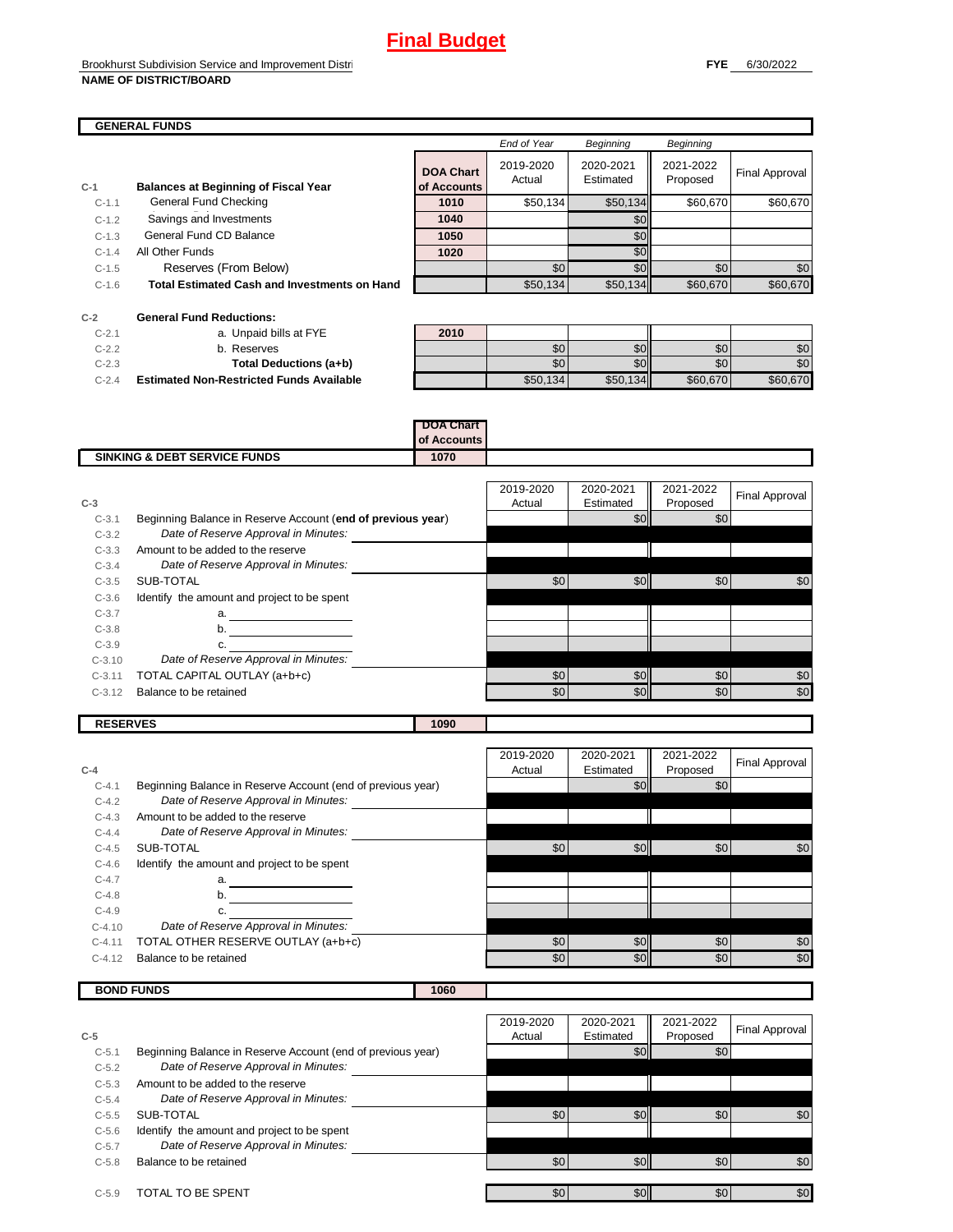# Final Budget

Brookhurst Subdivision Service and Improvement Distri
**NAME OF DISTRICT/BOARD**

**FYE** 6/30/2022

## GENERAL FUNDS

| | | DOA Chart of Accounts | *End of Year* 2019-2020 Actual | *Beginning* 2020-2021 Estimated | *Beginning* 2021-2022 Proposed | Final Approval |
|---|---|---|---|---|---|---|
| C-1 | **Balances at Beginning of Fiscal Year** | | | | | |
| C-1.1 | General Fund Checking | **1010** | $50,134 | $50,134 | $60,670 | $60,670 |
| C-1.2 | Savings and Investments | **1040** | | $0 | | |
| C-1.3 | General Fund CD Balance | **1050** | | $0 | | |
| C-1.4 | All Other Funds | **1020** | | $0 | | |
| C-1.5 | Reserves (From Below) | | $0 | $0 | $0 | $0 |
| C-1.6 | **Total Estimated Cash and Investments on Hand** | | $50,134 | $50,134 | $60,670 | $60,670 |
| C-2 | **General Fund Reductions:** | | | | | |
| C-2.1 | a. Unpaid bills at FYE | **2010** | | | | |
| C-2.2 | b. Reserves | | $0 | $0 | $0 | $0 |
| C-2.3 | **Total Deductions (a+b)** | | $0 | $0 | $0 | $0 |
| C-2.4 | **Estimated Non-Restricted Funds Available** | | $50,134 | $50,134 | $60,670 | $60,670 |

## SINKING & DEBT SERVICE FUNDS — DOA Chart of Accounts 1070

| C-3 | | 2019-2020 Actual | 2020-2021 Estimated | 2021-2022 Proposed | Final Approval |
|---|---|---|---|---|---|
| C-3.1 | Beginning Balance in Reserve Account (**end of previous year**) | | $0 | $0 | |
| C-3.2 | *Date of Reserve Approval in Minutes:* | | | | |
| C-3.3 | Amount to be added to the reserve | | | | |
| C-3.4 | *Date of Reserve Approval in Minutes:* | | | | |
| C-3.5 | SUB-TOTAL | $0 | $0 | $0 | $0 |
| C-3.6 | Identify the amount and project to be spent | | | | |
| C-3.7 | a. | | | | |
| C-3.8 | b. | | | | |
| C-3.9 | c. | | | | |
| C-3.10 | *Date of Reserve Approval in Minutes:* | | | | |
| C-3.11 | TOTAL CAPITAL OUTLAY (a+b+c) | $0 | $0 | $0 | $0 |
| C-3.12 | Balance to be retained | $0 | $0 | $0 | $0 |

## RESERVES — 1090

| C-4 | | 2019-2020 Actual | 2020-2021 Estimated | 2021-2022 Proposed | Final Approval |
|---|---|---|---|---|---|
| C-4.1 | Beginning Balance in Reserve Account (end of previous year) | | $0 | $0 | |
| C-4.2 | *Date of Reserve Approval in Minutes:* | | | | |
| C-4.3 | Amount to be added to the reserve | | | | |
| C-4.4 | *Date of Reserve Approval in Minutes:* | | | | |
| C-4.5 | SUB-TOTAL | $0 | $0 | $0 | $0 |
| C-4.6 | Identify the amount and project to be spent | | | | |
| C-4.7 | a. | | | | |
| C-4.8 | b. | | | | |
| C-4.9 | c. | | | | |
| C-4.10 | *Date of Reserve Approval in Minutes:* | | | | |
| C-4.11 | TOTAL OTHER RESERVE OUTLAY (a+b+c) | $0 | $0 | $0 | $0 |
| C-4.12 | Balance to be retained | $0 | $0 | $0 | $0 |

## BOND FUNDS — 1060

| C-5 | | 2019-2020 Actual | 2020-2021 Estimated | 2021-2022 Proposed | Final Approval |
|---|---|---|---|---|---|
| C-5.1 | Beginning Balance in Reserve Account (end of previous year) | | $0 | $0 | |
| C-5.2 | *Date of Reserve Approval in Minutes:* | | | | |
| C-5.3 | Amount to be added to the reserve | | | | |
| C-5.4 | *Date of Reserve Approval in Minutes:* | | | | |
| C-5.5 | SUB-TOTAL | $0 | $0 | $0 | $0 |
| C-5.6 | Identify the amount and project to be spent | | | | |
| C-5.7 | *Date of Reserve Approval in Minutes:* | | | | |
| C-5.8 | Balance to be retained | $0 | $0 | $0 | $0 |
| C-5.9 | TOTAL TO BE SPENT | $0 | $0 | $0 | $0 |